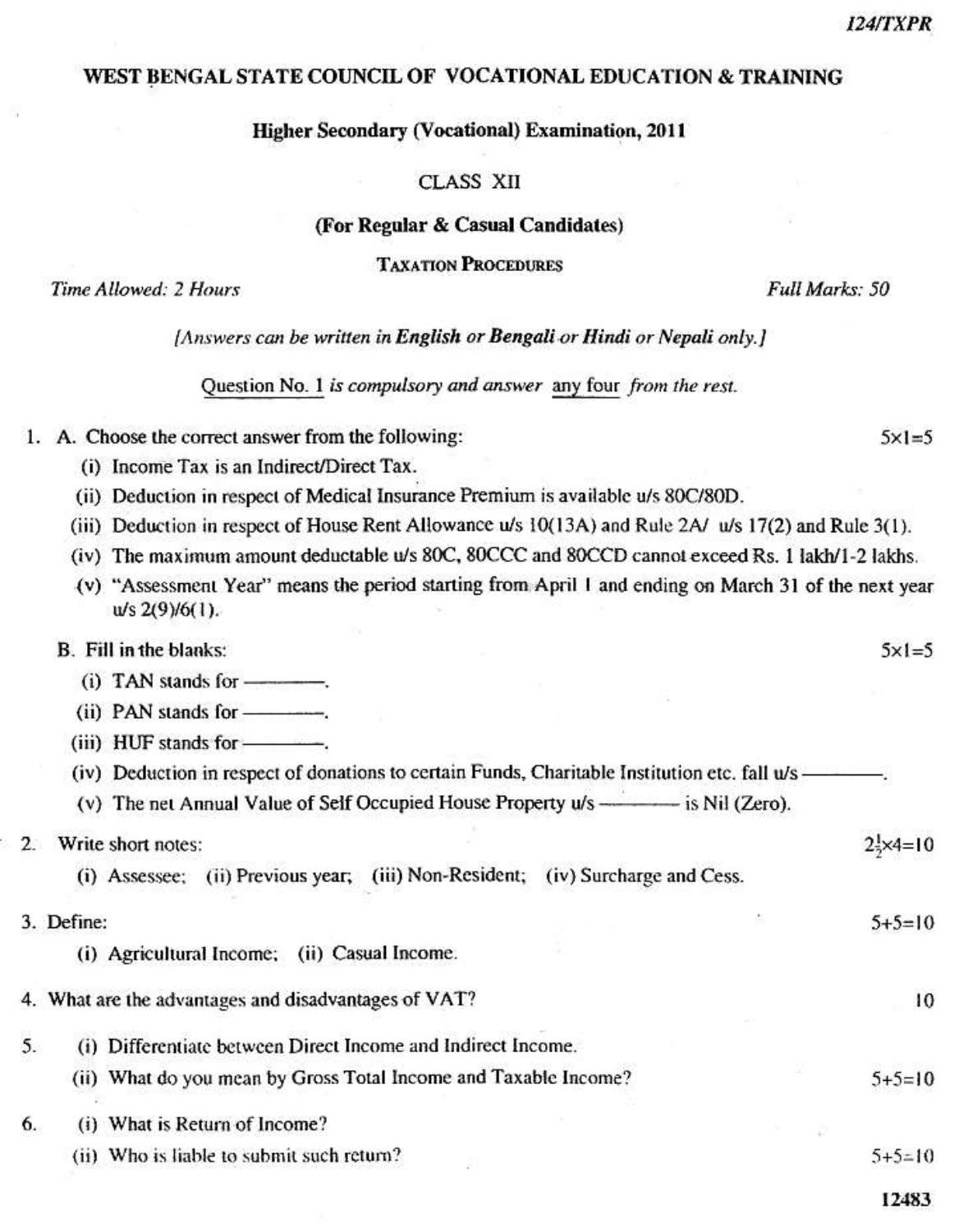124/TXPR

# WEST BENGAL STATE COUNCIL OF VOCATIONAL EDUCATION & TRAINING

## Higher Secondary (Vocational) Examination, 2011

CLASS XII

**(For Regular & Casual Candidates)**

**TAXATION PROCEDURES**

*Time Allowed: 2 Hours* *Full Marks: 50*

*[Answers can be written in* **English** *or* **Bengali** *or* **Hindi** *or* **Nepali** *only.]*

Question No. 1 *is compulsory and answer* any four *from the rest.*

1. A. Choose the correct answer from the following: 5×1=5

   (i) Income Tax is an Indirect/Direct Tax.

   (ii) Deduction in respect of Medical Insurance Premium is available u/s 80C/80D.

   (iii) Deduction in respect of House Rent Allowance u/s 10(13A) and Rule 2A/ u/s 17(2) and Rule 3(1).

   (iv) The maximum amount deductable u/s 80C, 80CCC and 80CCD cannot exceed Rs. 1 lakh/1-2 lakhs.

   (v) "Assessment Year" means the period starting from April 1 and ending on March 31 of the next year u/s 2(9)/6(1).

   B. Fill in the blanks: 5×1=5

   (i) TAN stands for ————.

   (ii) PAN stands for ————.

   (iii) HUF stands for ————.

   (iv) Deduction in respect of donations to certain Funds, Charitable Institution etc. fall u/s ————.

   (v) The net Annual Value of Self Occupied House Property u/s ———— is Nil (Zero).

2. Write short notes: $2\frac{1}{2}\times4=10$

   (i) Assessee; (ii) Previous year; (iii) Non-Resident; (iv) Surcharge and Cess.

3. Define: 5+5=10

   (i) Agricultural Income; (ii) Casual Income.

4. What are the advantages and disadvantages of VAT? 10

5. (i) Differentiate between Direct Income and Indirect Income.

   (ii) What do you mean by Gross Total Income and Taxable Income? 5+5=10

6. (i) What is Return of Income?

   (ii) Who is liable to submit such return? 5+5=10

12483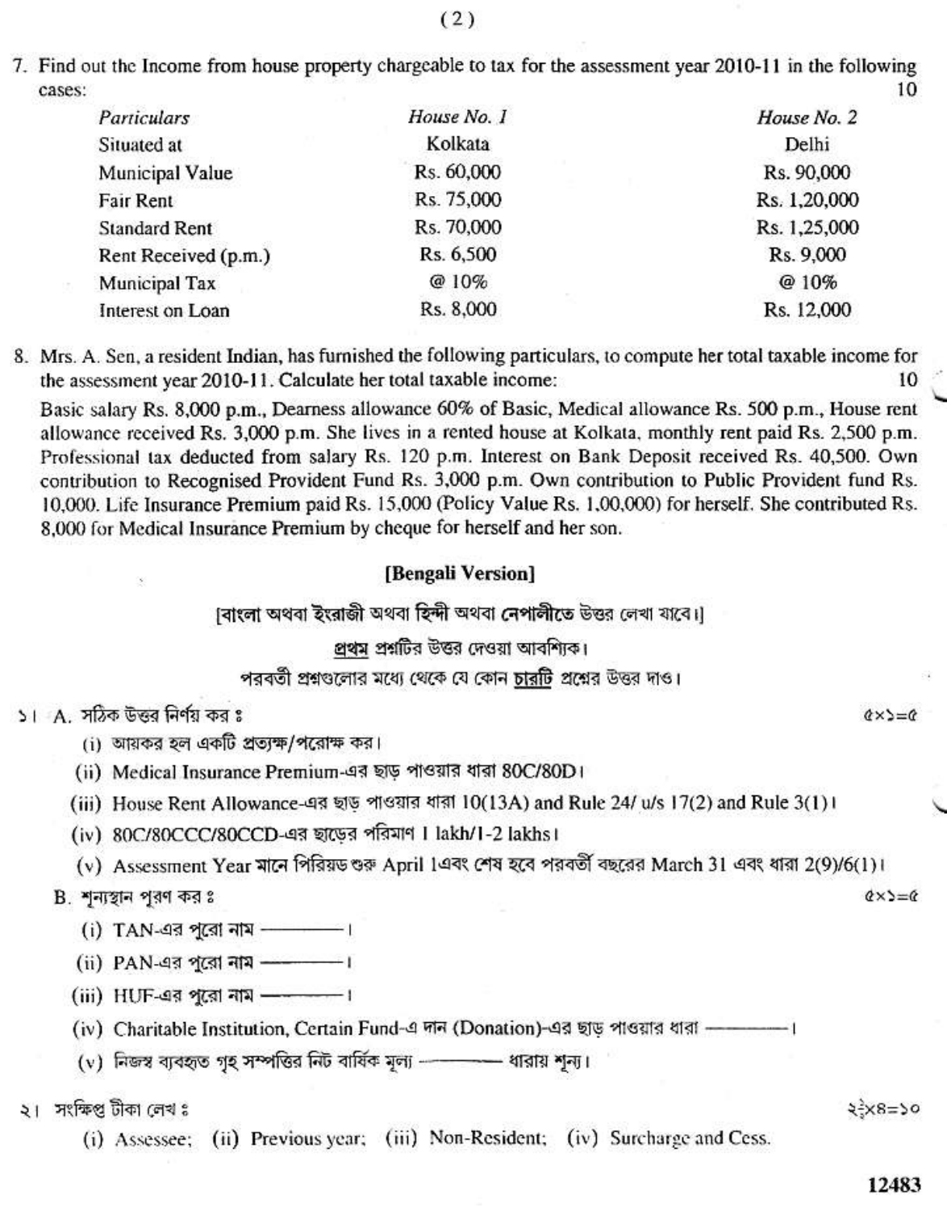7. Find out the Income from house property chargeable to tax for the assessment year 2010-11 in the following cases: 10

| *Particulars* | *House No. 1* | *House No. 2* |
|---|---|---|
| Situated at | Kolkata | Delhi |
| Municipal Value | Rs. 60,000 | Rs. 90,000 |
| Fair Rent | Rs. 75,000 | Rs. 1,20,000 |
| Standard Rent | Rs. 70,000 | Rs. 1,25,000 |
| Rent Received (p.m.) | Rs. 6,500 | Rs. 9,000 |
| Municipal Tax | @ 10% | @ 10% |
| Interest on Loan | Rs. 8,000 | Rs. 12,000 |

8. Mrs. A. Sen, a resident Indian, has furnished the following particulars, to compute her total taxable income for the assessment year 2010-11. Calculate her total taxable income: 10

Basic salary Rs. 8,000 p.m., Dearness allowance 60% of Basic, Medical allowance Rs. 500 p.m., House rent allowance received Rs. 3,000 p.m. She lives in a rented house at Kolkata, monthly rent paid Rs. 2,500 p.m. Professional tax deducted from salary Rs. 120 p.m. Interest on Bank Deposit received Rs. 40,500. Own contribution to Recognised Provident Fund Rs. 3,000 p.m. Own contribution to Public Provident fund Rs. 10,000. Life Insurance Premium paid Rs. 15,000 (Policy Value Rs. 1,00,000) for herself. She contributed Rs. 8,000 for Medical Insurance Premium by cheque for herself and her son.

## [Bengali Version]

[বাংলা অথবা ইংরাজী অথবা হিন্দী অথবা নেপালীতে উত্তর লেখা যাবে।]

প্রথম প্রশ্নটির উত্তর দেওয়া আবশ্যিক।

পরবর্তী প্রশ্নগুলোর মধ্যে থেকে যে কোন চারটি প্রশ্নের উত্তর দাও।

১। A. সঠিক উত্তর নির্ণয় কর ঃ ৫×১=৫

(i) আয়কর হল একটি প্রত্যক্ষ/পরোক্ষ কর।

(ii) Medical Insurance Premium-এর ছাড় পাওয়ার ধারা 80C/80D।

(iii) House Rent Allowance-এর ছাড় পাওয়ার ধারা 10(13A) and Rule 24/ u/s 17(2) and Rule 3(1)।

(iv) 80C/80CCC/80CCD-এর ছাড়ের পরিমাণ 1 lakh/1-2 lakhs।

(v) Assessment Year মানে পিরিয়ড শুরু April 1এবং শেষ হবে পরবর্তী বছরের March 31 এবং ধারা 2(9)/6(1)।

B. শূন্যস্থান পূরণ কর ঃ ৫×১=৫

(i) TAN-এর পুরো নাম ————।

(ii) PAN-এর পুরো নাম ————।

(iii) HUF-এর পুরো নাম ————।

(iv) Charitable Institution, Certain Fund-এ দান (Donation)-এর ছাড় পাওয়ার ধারা ————।

(v) নিজস্ব ব্যবহৃত গৃহ সম্পত্তির নিট বার্ষিক মূল্য ———— ধারায় শূন্য।

২। সংক্ষিপ্ত টীকা লেখ ঃ ২½×৪=১০

(i) Assessee; (ii) Previous year; (iii) Non-Resident; (iv) Surcharge and Cess.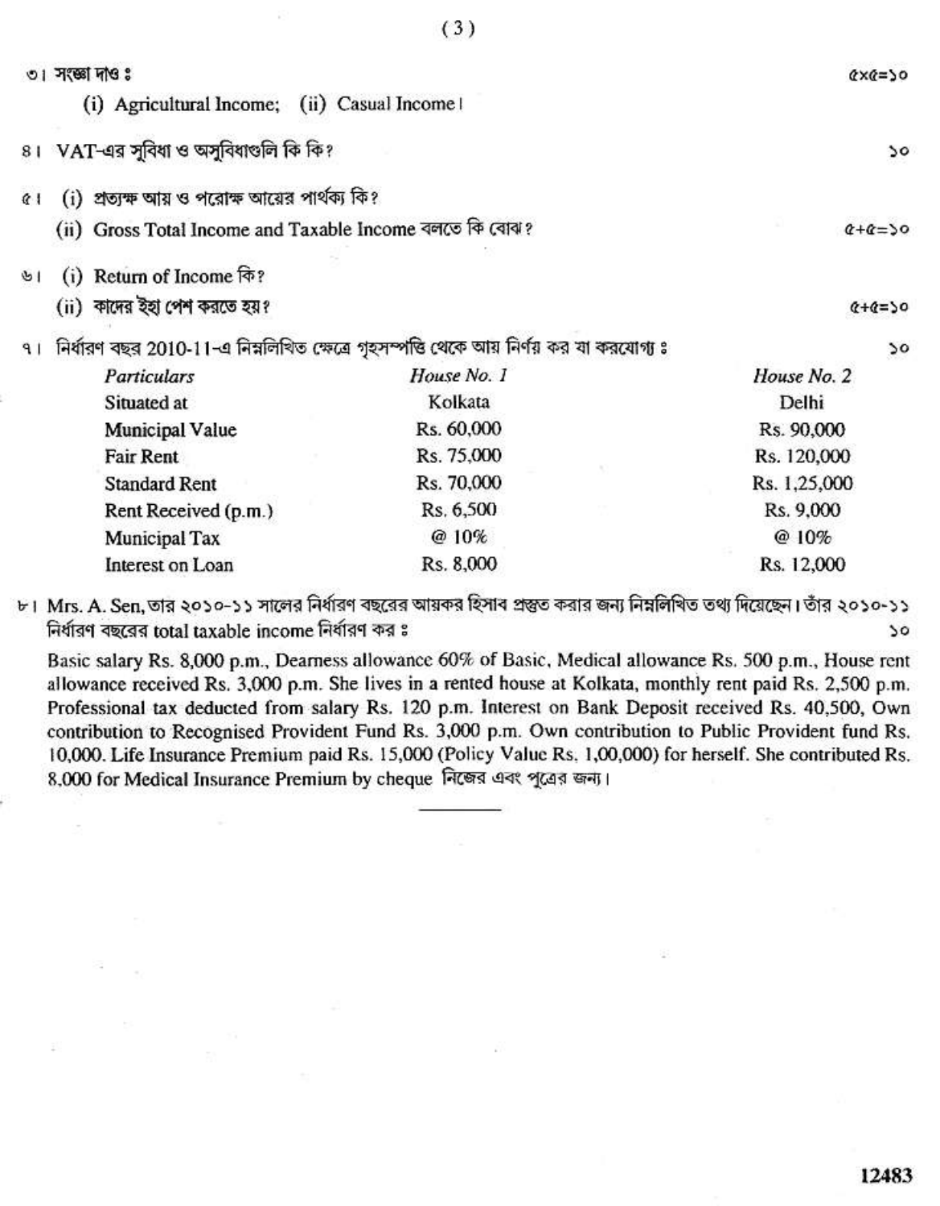৩। সংজ্ঞা দাও ঃ $5 \times 5 = 10$

(i) Agricultural Income; (ii) Casual Income।

৪। VAT-এর সুবিধা ও অসুবিধাগুলি কি কি? ১০

৫। (i) প্রত্যক্ষ আয় ও পরোক্ষ আয়ের পার্থক্য কি?

(ii) Gross Total Income and Taxable Income বলতে কি বোঝ? $5 + 5 = 10$

৬। (i) Return of Income কি?

(ii) কাদের ইহা পেশ করতে হয়? $5 + 5 = 10$

৭। নির্ধারণ বছর 2010-11-এ নিম্নলিখিত ক্ষেত্রে গৃহসম্পত্তি থেকে আয় নির্ণয় কর যা করযোগ্য ঃ ১০

| *Particulars* | *House No. 1* | *House No. 2* |
|---|---|---|
| Situated at | Kolkata | Delhi |
| Municipal Value | Rs. 60,000 | Rs. 90,000 |
| Fair Rent | Rs. 75,000 | Rs. 120,000 |
| Standard Rent | Rs. 70,000 | Rs. 1,25,000 |
| Rent Received (p.m.) | Rs. 6,500 | Rs. 9,000 |
| Municipal Tax | @ 10% | @ 10% |
| Interest on Loan | Rs. 8,000 | Rs. 12,000 |

৮। Mrs. A. Sen, তার ২০১০-১১ সালের নির্ধারণ বছরের আয়কর হিসাব প্রস্তুত করার জন্য নিম্নলিখিত তথ্য দিয়েছেন। তাঁর ২০১০-১১ নির্ধারণ বছরের total taxable income নির্ধারণ কর ঃ ১০

Basic salary Rs. 8,000 p.m., Dearness allowance 60% of Basic, Medical allowance Rs. 500 p.m., House rent allowance received Rs. 3,000 p.m. She lives in a rented house at Kolkata, monthly rent paid Rs. 2,500 p.m. Professional tax deducted from salary Rs. 120 p.m. Interest on Bank Deposit received Rs. 40,500, Own contribution to Recognised Provident Fund Rs. 3,000 p.m. Own contribution to Public Provident fund Rs. 10,000. Life Insurance Premium paid Rs. 15,000 (Policy Value Rs. 1,00,000) for herself. She contributed Rs. 8,000 for Medical Insurance Premium by cheque নিজের এবং পুত্রের জন্য।

12483